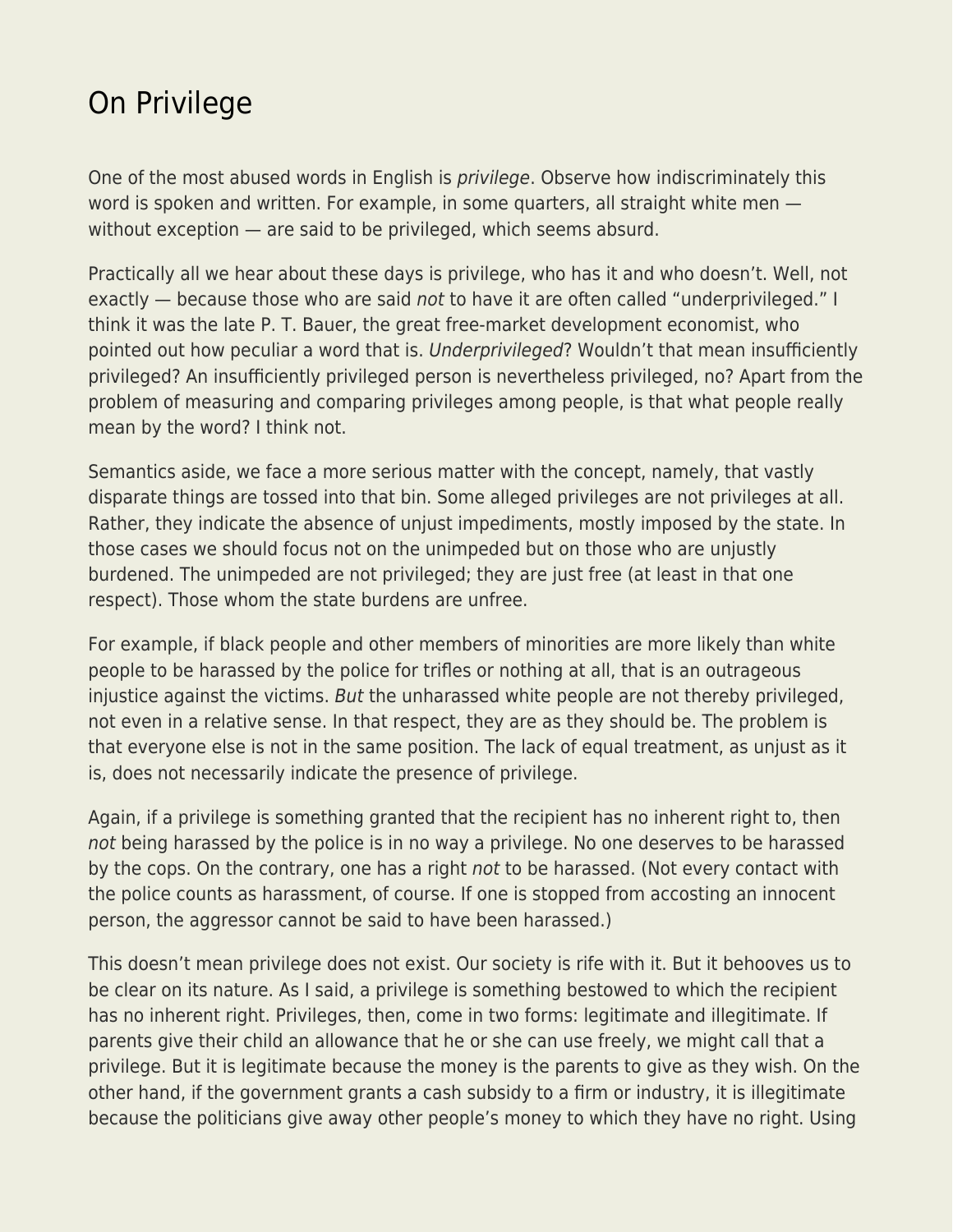# On Privilege

One of the most abused words in English is *privilege*. Observe how indiscriminately this word is spoken and written. For example, in some quarters, all straight white men — without exception — are said to be privileged, which seems absurd.

Practically all we hear about these days is privilege, who has it and who doesn't. Well, not exactly — because those who are said *not* to have it are often called "underprivileged." I think it was the late P. T. Bauer, the great free-market development economist, who pointed out how peculiar a word that is. *Underprivileged*? Wouldn't that mean insufficiently privileged? An insufficiently privileged person is nevertheless privileged, no? Apart from the problem of measuring and comparing privileges among people, is that what people really mean by the word? I think not.

Semantics aside, we face a more serious matter with the concept, namely, that vastly disparate things are tossed into that bin. Some alleged privileges are not privileges at all. Rather, they indicate the absence of unjust impediments, mostly imposed by the state. In those cases we should focus not on the unimpeded but on those who are unjustly burdened. The unimpeded are not privileged; they are just free (at least in that one respect). Those whom the state burdens are unfree.

For example, if black people and other members of minorities are more likely than white people to be harassed by the police for trifles or nothing at all, that is an outrageous injustice against the victims. *But* the unharassed white people are not thereby privileged, not even in a relative sense. In that respect, they are as they should be. The problem is that everyone else is not in the same position. The lack of equal treatment, as unjust as it is, does not necessarily indicate the presence of privilege.

Again, if a privilege is something granted that the recipient has no inherent right to, then *not* being harassed by the police is in no way a privilege. No one deserves to be harassed by the cops. On the contrary, one has a right *not* to be harassed. (Not every contact with the police counts as harassment, of course. If one is stopped from accosting an innocent person, the aggressor cannot be said to have been harassed.)

This doesn't mean privilege does not exist. Our society is rife with it. But it behooves us to be clear on its nature. As I said, a privilege is something bestowed to which the recipient has no inherent right. Privileges, then, come in two forms: legitimate and illegitimate. If parents give their child an allowance that he or she can use freely, we might call that a privilege. But it is legitimate because the money is the parents to give as they wish. On the other hand, if the government grants a cash subsidy to a firm or industry, it is illegitimate because the politicians give away other people's money to which they have no right. Using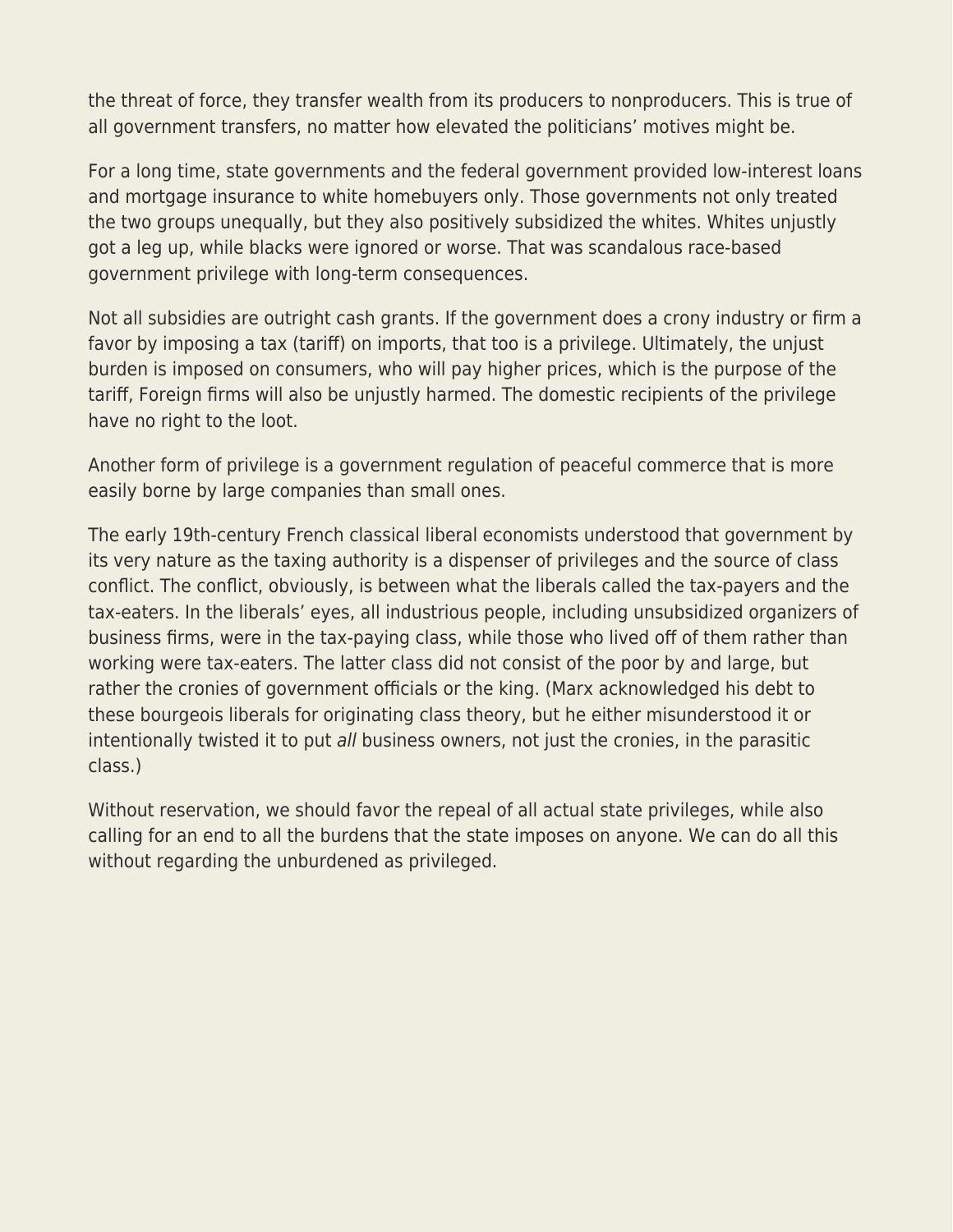the threat of force, they transfer wealth from its producers to nonproducers. This is true of all government transfers, no matter how elevated the politicians' motives might be.

For a long time, state governments and the federal government provided low-interest loans and mortgage insurance to white homebuyers only. Those governments not only treated the two groups unequally, but they also positively subsidized the whites. Whites unjustly got a leg up, while blacks were ignored or worse. That was scandalous race-based government privilege with long-term consequences.

Not all subsidies are outright cash grants. If the government does a crony industry or firm a favor by imposing a tax (tariff) on imports, that too is a privilege. Ultimately, the unjust burden is imposed on consumers, who will pay higher prices, which is the purpose of the tariff, Foreign firms will also be unjustly harmed. The domestic recipients of the privilege have no right to the loot.

Another form of privilege is a government regulation of peaceful commerce that is more easily borne by large companies than small ones.

The early 19th-century French classical liberal economists understood that government by its very nature as the taxing authority is a dispenser of privileges and the source of class conflict. The conflict, obviously, is between what the liberals called the tax-payers and the tax-eaters. In the liberals' eyes, all industrious people, including unsubsidized organizers of business firms, were in the tax-paying class, while those who lived off of them rather than working were tax-eaters. The latter class did not consist of the poor by and large, but rather the cronies of government officials or the king. (Marx acknowledged his debt to these bourgeois liberals for originating class theory, but he either misunderstood it or intentionally twisted it to put *all* business owners, not just the cronies, in the parasitic class.)

Without reservation, we should favor the repeal of all actual state privileges, while also calling for an end to all the burdens that the state imposes on anyone. We can do all this without regarding the unburdened as privileged.